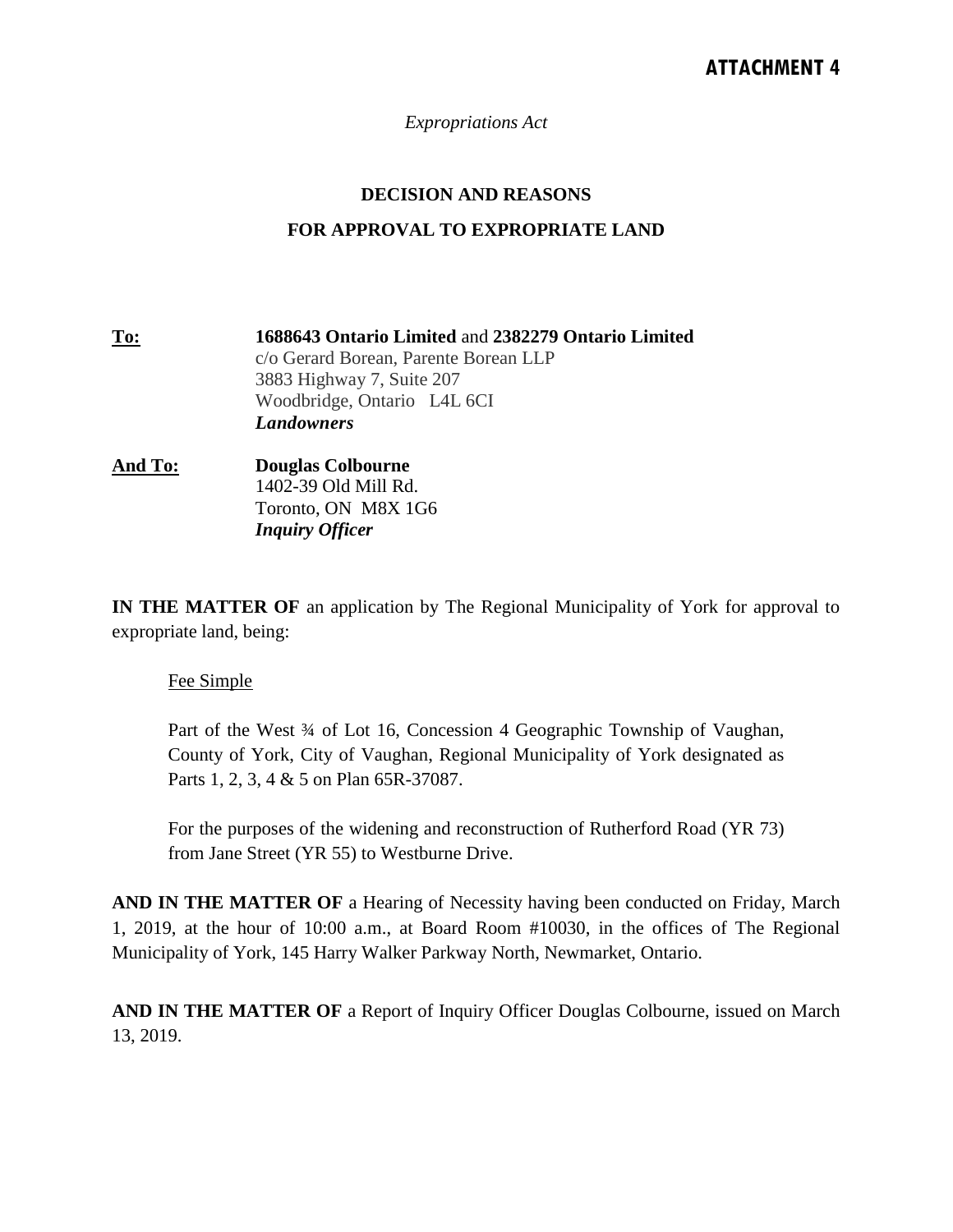**ATTACHMENT 4**

*Expropriations Act*

**DECISION AND REASONS**

**FOR APPROVAL TO EXPROPRIATE LAND**

**To:** **1688643 Ontario Limited** and **2382279 Ontario Limited**
c/o Gerard Borean, Parente Borean LLP
3883 Highway 7, Suite 207
Woodbridge, Ontario L4L 6CI
***Landowners***

**And To:** **Douglas Colbourne**
1402-39 Old Mill Rd.
Toronto, ON M8X 1G6
***Inquiry Officer***

**IN THE MATTER OF** an application by The Regional Municipality of York for approval to expropriate land, being:

Fee Simple

Part of the West ¾ of Lot 16, Concession 4 Geographic Township of Vaughan, County of York, City of Vaughan, Regional Municipality of York designated as Parts 1, 2, 3, 4 & 5 on Plan 65R-37087.

For the purposes of the widening and reconstruction of Rutherford Road (YR 73) from Jane Street (YR 55) to Westburne Drive.

**AND IN THE MATTER OF** a Hearing of Necessity having been conducted on Friday, March 1, 2019, at the hour of 10:00 a.m., at Board Room #10030, in the offices of The Regional Municipality of York, 145 Harry Walker Parkway North, Newmarket, Ontario.

**AND IN THE MATTER OF** a Report of Inquiry Officer Douglas Colbourne, issued on March 13, 2019.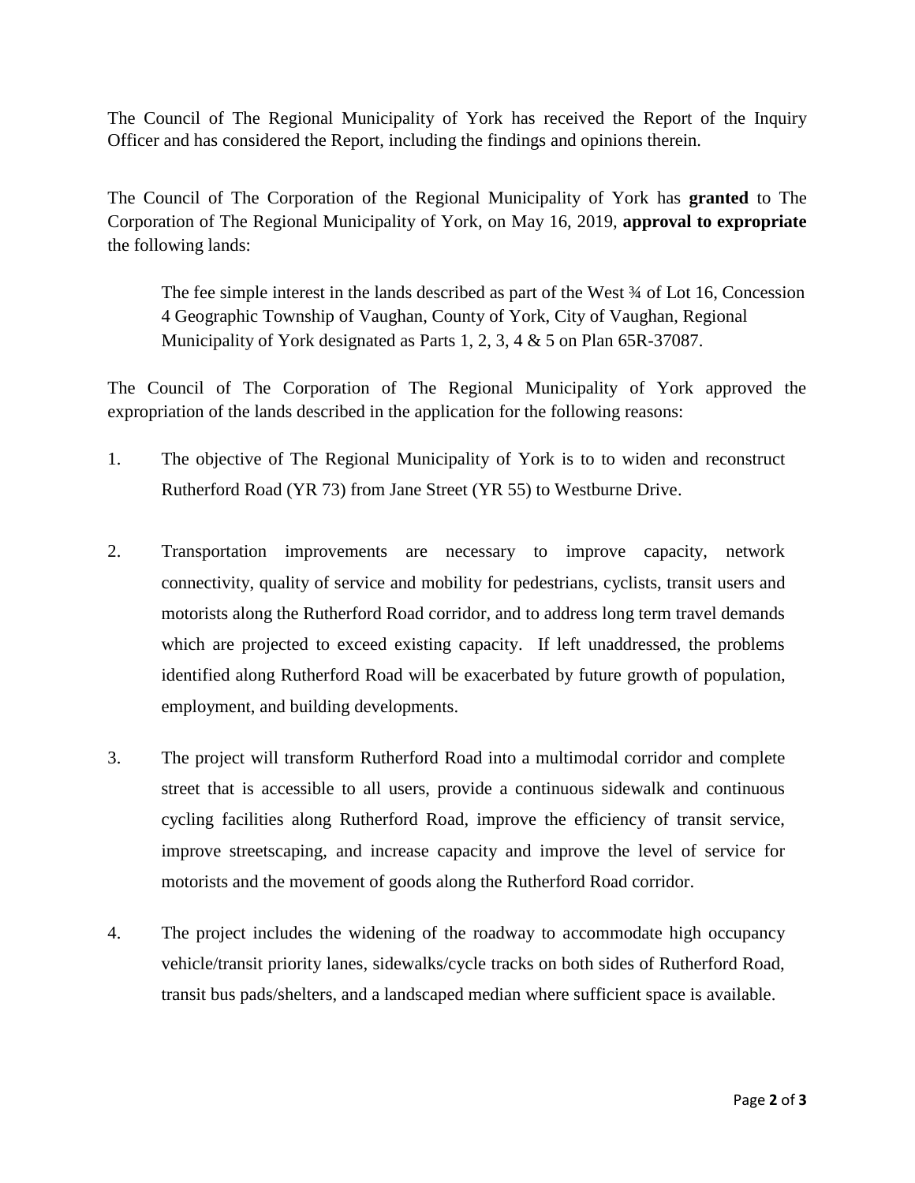The Council of The Regional Municipality of York has received the Report of the Inquiry Officer and has considered the Report, including the findings and opinions therein.

The Council of The Corporation of the Regional Municipality of York has **granted** to The Corporation of The Regional Municipality of York, on May 16, 2019, **approval to expropriate** the following lands:

> The fee simple interest in the lands described as part of the West ¾ of Lot 16, Concession 4 Geographic Township of Vaughan, County of York, City of Vaughan, Regional Municipality of York designated as Parts 1, 2, 3, 4 & 5 on Plan 65R-37087.

The Council of The Corporation of The Regional Municipality of York approved the expropriation of the lands described in the application for the following reasons:

1. The objective of The Regional Municipality of York is to to widen and reconstruct Rutherford Road (YR 73) from Jane Street (YR 55) to Westburne Drive.

2. Transportation improvements are necessary to improve capacity, network connectivity, quality of service and mobility for pedestrians, cyclists, transit users and motorists along the Rutherford Road corridor, and to address long term travel demands which are projected to exceed existing capacity. If left unaddressed, the problems identified along Rutherford Road will be exacerbated by future growth of population, employment, and building developments.

3. The project will transform Rutherford Road into a multimodal corridor and complete street that is accessible to all users, provide a continuous sidewalk and continuous cycling facilities along Rutherford Road, improve the efficiency of transit service, improve streetscaping, and increase capacity and improve the level of service for motorists and the movement of goods along the Rutherford Road corridor.

4. The project includes the widening of the roadway to accommodate high occupancy vehicle/transit priority lanes, sidewalks/cycle tracks on both sides of Rutherford Road, transit bus pads/shelters, and a landscaped median where sufficient space is available.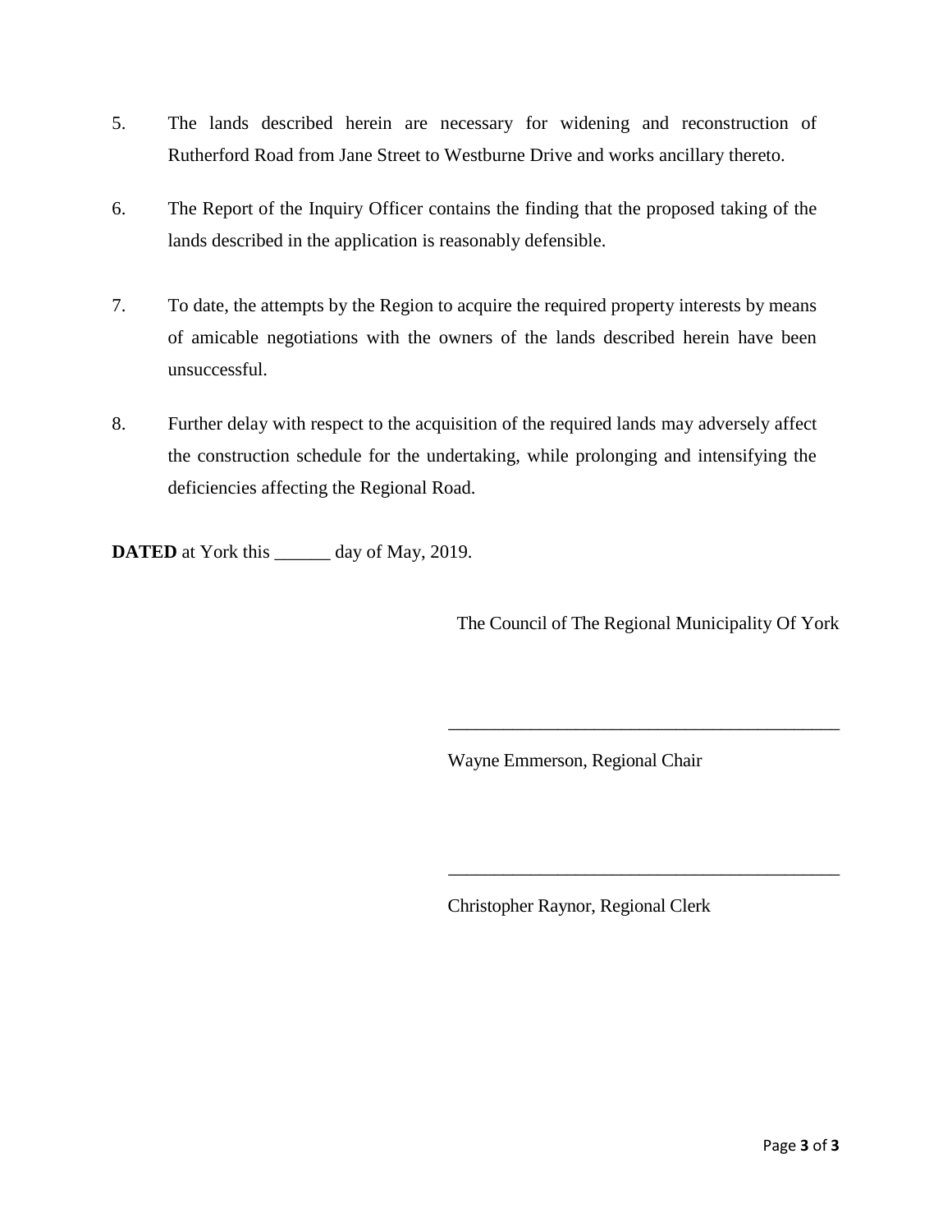5. The lands described herein are necessary for widening and reconstruction of Rutherford Road from Jane Street to Westburne Drive and works ancillary thereto.

6. The Report of the Inquiry Officer contains the finding that the proposed taking of the lands described in the application is reasonably defensible.

7. To date, the attempts by the Region to acquire the required property interests by means of amicable negotiations with the owners of the lands described herein have been unsuccessful.

8. Further delay with respect to the acquisition of the required lands may adversely affect the construction schedule for the undertaking, while prolonging and intensifying the deficiencies affecting the Regional Road.

**DATED** at York this ______ day of May, 2019.

The Council of The Regional Municipality Of York

___________________________________________

Wayne Emmerson, Regional Chair

___________________________________________

Christopher Raynor, Regional Clerk